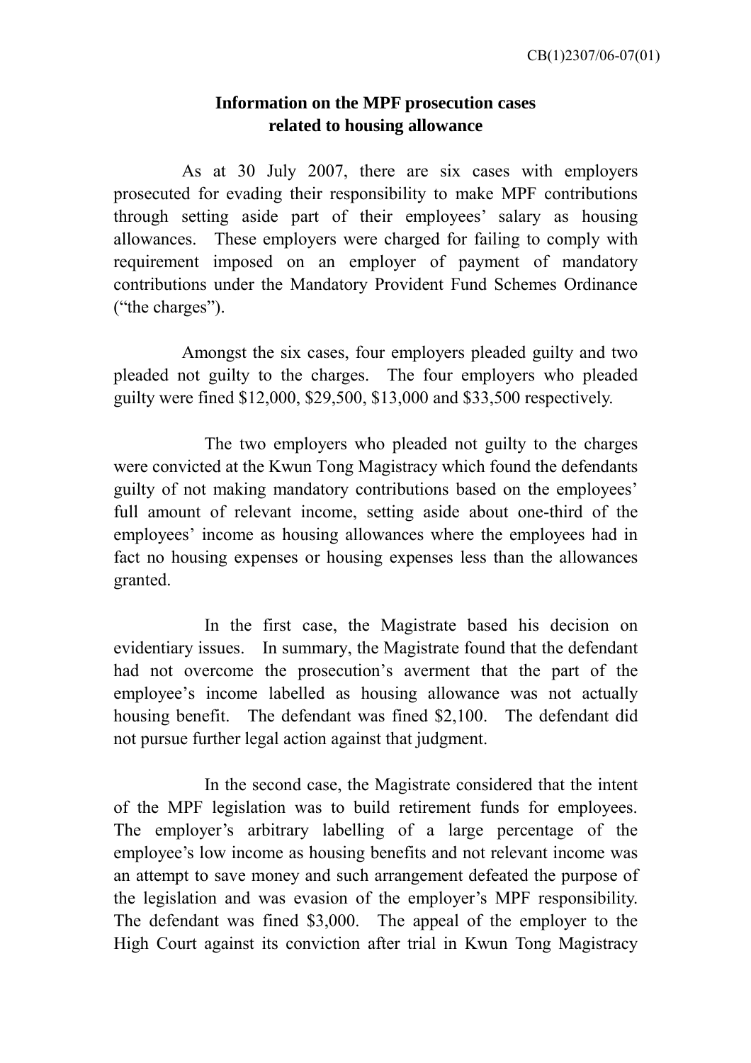CB(1)2307/06-07(01)

**Information on the MPF prosecution cases related to housing allowance**

As at 30 July 2007, there are six cases with employers prosecuted for evading their responsibility to make MPF contributions through setting aside part of their employees' salary as housing allowances. These employers were charged for failing to comply with requirement imposed on an employer of payment of mandatory contributions under the Mandatory Provident Fund Schemes Ordinance ("the charges").

Amongst the six cases, four employers pleaded guilty and two pleaded not guilty to the charges. The four employers who pleaded guilty were fined \$12,000, \$29,500, \$13,000 and \$33,500 respectively.

The two employers who pleaded not guilty to the charges were convicted at the Kwun Tong Magistracy which found the defendants guilty of not making mandatory contributions based on the employees' full amount of relevant income, setting aside about one-third of the employees' income as housing allowances where the employees had in fact no housing expenses or housing expenses less than the allowances granted.

In the first case, the Magistrate based his decision on evidentiary issues. In summary, the Magistrate found that the defendant had not overcome the prosecution's averment that the part of the employee's income labelled as housing allowance was not actually housing benefit. The defendant was fined \$2,100. The defendant did not pursue further legal action against that judgment.

In the second case, the Magistrate considered that the intent of the MPF legislation was to build retirement funds for employees. The employer's arbitrary labelling of a large percentage of the employee's low income as housing benefits and not relevant income was an attempt to save money and such arrangement defeated the purpose of the legislation and was evasion of the employer's MPF responsibility. The defendant was fined \$3,000. The appeal of the employer to the High Court against its conviction after trial in Kwun Tong Magistracy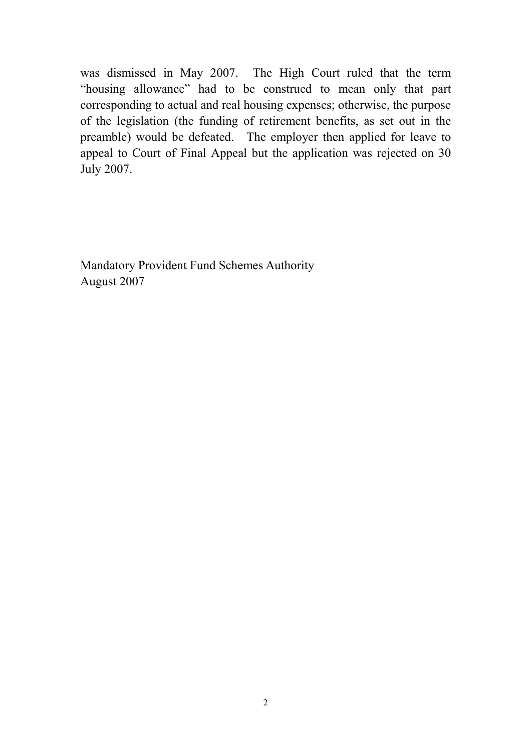was dismissed in May 2007. The High Court ruled that the term "housing allowance" had to be construed to mean only that part corresponding to actual and real housing expenses; otherwise, the purpose of the legislation (the funding of retirement benefits, as set out in the preamble) would be defeated. The employer then applied for leave to appeal to Court of Final Appeal but the application was rejected on 30 July 2007.

Mandatory Provident Fund Schemes Authority
August 2007